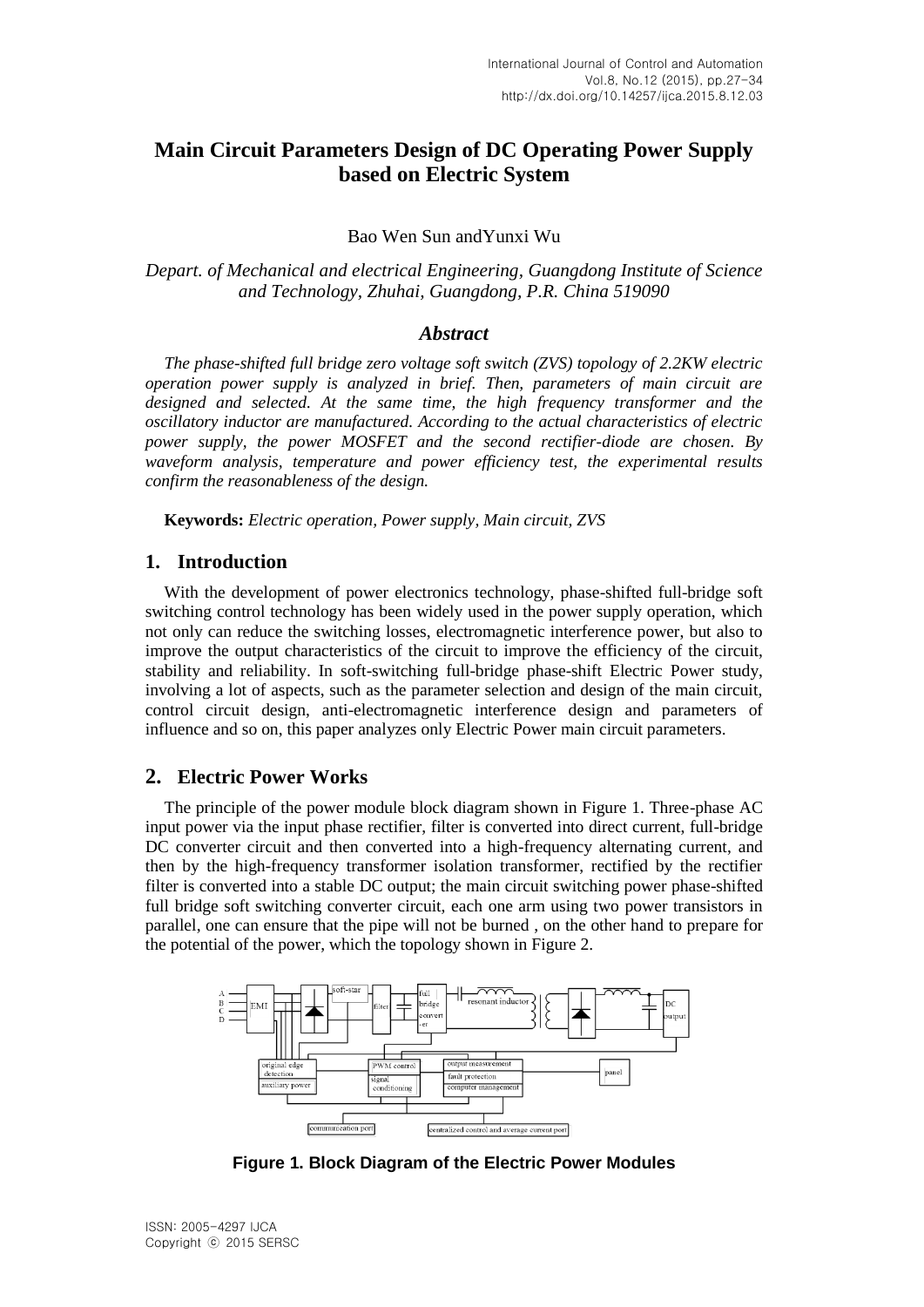# Main Circuit Parameters Design of DC Operating Power Supply based on Electric System

Bao Wen Sun andYunxi Wu

*Depart. of Mechanical and electrical Engineering, Guangdong Institute of Science and Technology, Zhuhai, Guangdong, P.R. China 519090*

## *Abstract*

*The phase-shifted full bridge zero voltage soft switch (ZVS) topology of 2.2KW electric operation power supply is analyzed in brief. Then, parameters of main circuit are designed and selected. At the same time, the high frequency transformer and the oscillatory inductor are manufactured. According to the actual characteristics of electric power supply, the power MOSFET and the second rectifier-diode are chosen. By waveform analysis, temperature and power efficiency test, the experimental results confirm the reasonableness of the design.*

**Keywords:** *Electric operation, Power supply, Main circuit, ZVS*

## 1. Introduction

With the development of power electronics technology, phase-shifted full-bridge soft switching control technology has been widely used in the power supply operation, which not only can reduce the switching losses, electromagnetic interference power, but also to improve the output characteristics of the circuit to improve the efficiency of the circuit, stability and reliability. In soft-switching full-bridge phase-shift Electric Power study, involving a lot of aspects, such as the parameter selection and design of the main circuit, control circuit design, anti-electromagnetic interference design and parameters of influence and so on, this paper analyzes only Electric Power main circuit parameters.

## 2. Electric Power Works

The principle of the power module block diagram shown in Figure 1. Three-phase AC input power via the input phase rectifier, filter is converted into direct current, full-bridge DC converter circuit and then converted into a high-frequency alternating current, and then by the high-frequency transformer isolation transformer, rectified by the rectifier filter is converted into a stable DC output; the main circuit switching power phase-shifted full bridge soft switching converter circuit, each one arm using two power transistors in parallel, one can ensure that the pipe will not be burned , on the other hand to prepare for the potential of the power, which the topology shown in Figure 2.

**Figure 1. Block Diagram of the Electric Power Modules**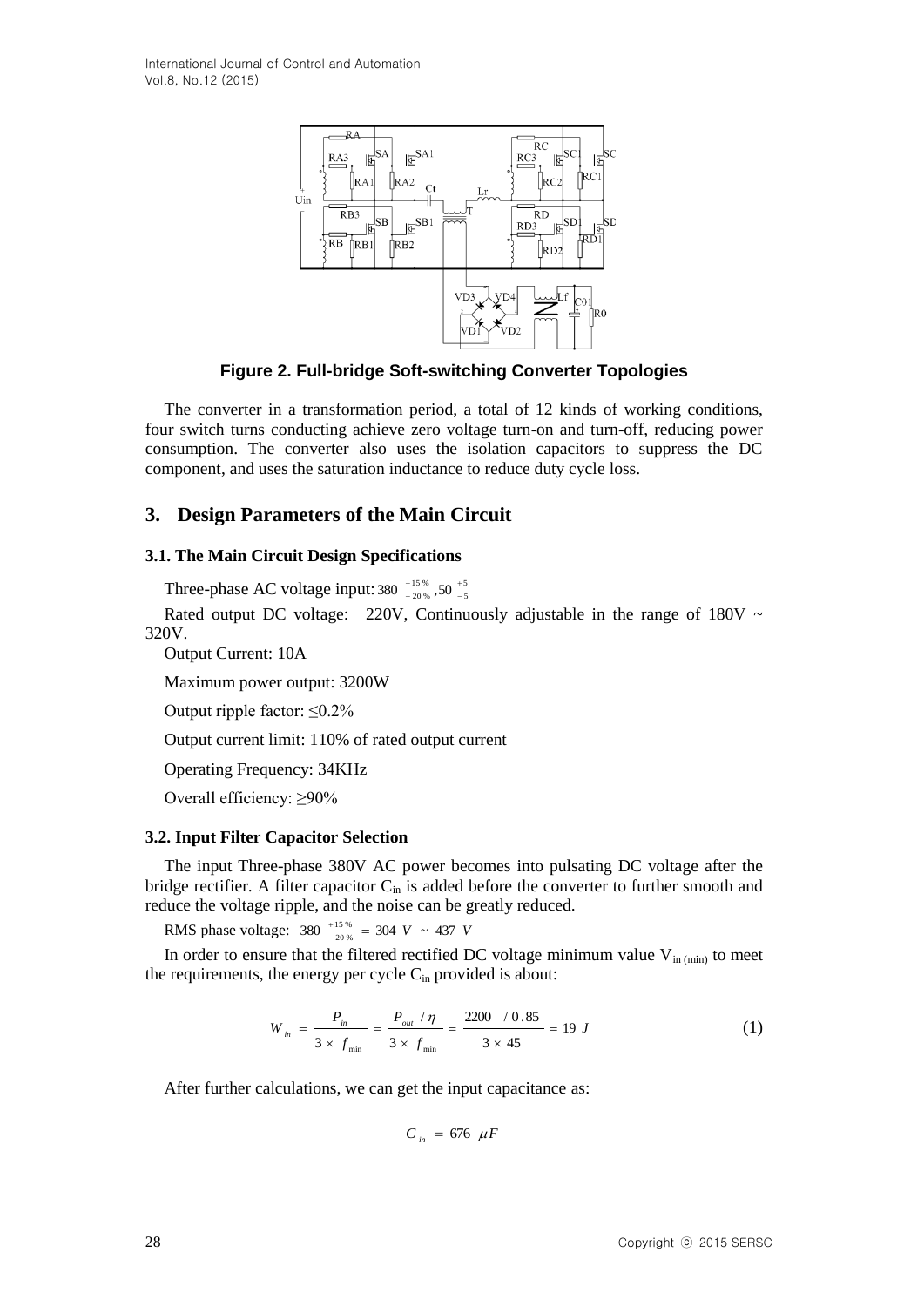**Figure 2. Full-bridge Soft-switching Converter Topologies**

The converter in a transformation period, a total of 12 kinds of working conditions, four switch turns conducting achieve zero voltage turn-on and turn-off, reducing power consumption. The converter also uses the isolation capacitors to suppress the DC component, and uses the saturation inductance to reduce duty cycle loss.

## 3. Design Parameters of the Main Circuit

### 3.1. The Main Circuit Design Specifications

Three-phase AC voltage input: $380 \ ^{+15\%}_{-20\%}, 50 \ ^{+5}_{-5}$

Rated output DC voltage: 220V, Continuously adjustable in the range of 180V ~ 320V.

Output Current: 10A

Maximum power output: 3200W

Output ripple factor: ≤0.2%

Output current limit: 110% of rated output current

Operating Frequency: 34KHz

Overall efficiency: ≥90%

### 3.2. Input Filter Capacitor Selection

The input Three-phase 380V AC power becomes into pulsating DC voltage after the bridge rectifier. A filter capacitor $C_{in}$ is added before the converter to further smooth and reduce the voltage ripple, and the noise can be greatly reduced.

RMS phase voltage: $380 \ ^{+15\%}_{-20\%} = 304 \ V \sim 437 \ V$

In order to ensure that the filtered rectified DC voltage minimum value $V_{in\,(min)}$ to meet the requirements, the energy per cycle $C_{in}$ provided is about:

$$W_{in} = \frac{P_{in}}{3 \times f_{\min}} = \frac{P_{out} / \eta}{3 \times f_{\min}} = \frac{2200 \ / 0.85}{3 \times 45} = 19 \ J \tag{1}$$

After further calculations, we can get the input capacitance as:

$$C_{in} = 676 \ \mu F$$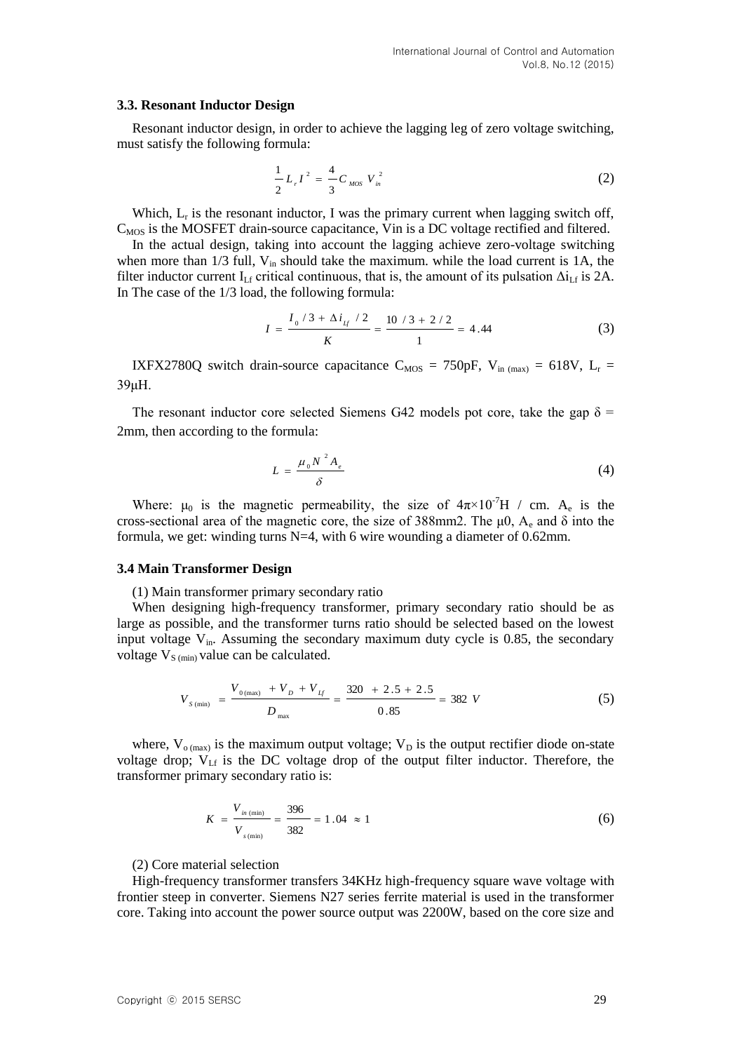### 3.3. Resonant Inductor Design

Resonant inductor design, in order to achieve the lagging leg of zero voltage switching, must satisfy the following formula:

$$\frac{1}{2} L_r I^2 = \frac{4}{3} C_{MOS} V_{in}^2 \tag{2}$$

Which, $L_r$ is the resonant inductor, I was the primary current when lagging switch off, $C_{MOS}$ is the MOSFET drain-source capacitance, Vin is a DC voltage rectified and filtered.

In the actual design, taking into account the lagging achieve zero-voltage switching when more than 1/3 full, $V_{in}$ should take the maximum. while the load current is 1A, the filter inductor current $I_{Lf}$ critical continuous, that is, the amount of its pulsation $\Delta i_{Lf}$ is 2A. In The case of the 1/3 load, the following formula:

$$I = \frac{I_0 / 3 + \Delta i_{Lf} / 2}{K} = \frac{10 / 3 + 2 / 2}{1} = 4.44 \tag{3}$$

IXFX2780Q switch drain-source capacitance $C_{MOS}$ = 750pF, $V_{in\,(max)}$ = 618V, $L_r$ = 39μH.

The resonant inductor core selected Siemens G42 models pot core, take the gap δ = 2mm, then according to the formula:

$$L = \frac{\mu_0 N^2 A_e}{\delta} \tag{4}$$

Where: $\mu_0$ is the magnetic permeability, the size of $4\pi \times 10^{-7}$H / cm. $A_e$ is the cross-sectional area of the magnetic core, the size of 388mm2. The μ0, $A_e$ and δ into the formula, we get: winding turns N=4, with 6 wire wounding a diameter of 0.62mm.

### 3.4 Main Transformer Design

(1) Main transformer primary secondary ratio

When designing high-frequency transformer, primary secondary ratio should be as large as possible, and the transformer turns ratio should be selected based on the lowest input voltage $V_{in}$. Assuming the secondary maximum duty cycle is 0.85, the secondary voltage $V_{S\,(min)}$ value can be calculated.

$$V_{S\,(\min)} = \frac{V_{0\,(\max)} + V_D + V_{Lf}}{D_{\max}} = \frac{320 + 2.5 + 2.5}{0.85} = 382\ V \tag{5}$$

where, $V_{o\,(max)}$ is the maximum output voltage; $V_D$ is the output rectifier diode on-state voltage drop; $V_{Lf}$ is the DC voltage drop of the output filter inductor. Therefore, the transformer primary secondary ratio is:

$$K = \frac{V_{in\,(\min)}}{V_{s\,(\min)}} = \frac{396}{382} = 1.04 \approx 1 \tag{6}$$

(2) Core material selection

High-frequency transformer transfers 34KHz high-frequency square wave voltage with frontier steep in converter. Siemens N27 series ferrite material is used in the transformer core. Taking into account the power source output was 2200W, based on the core size and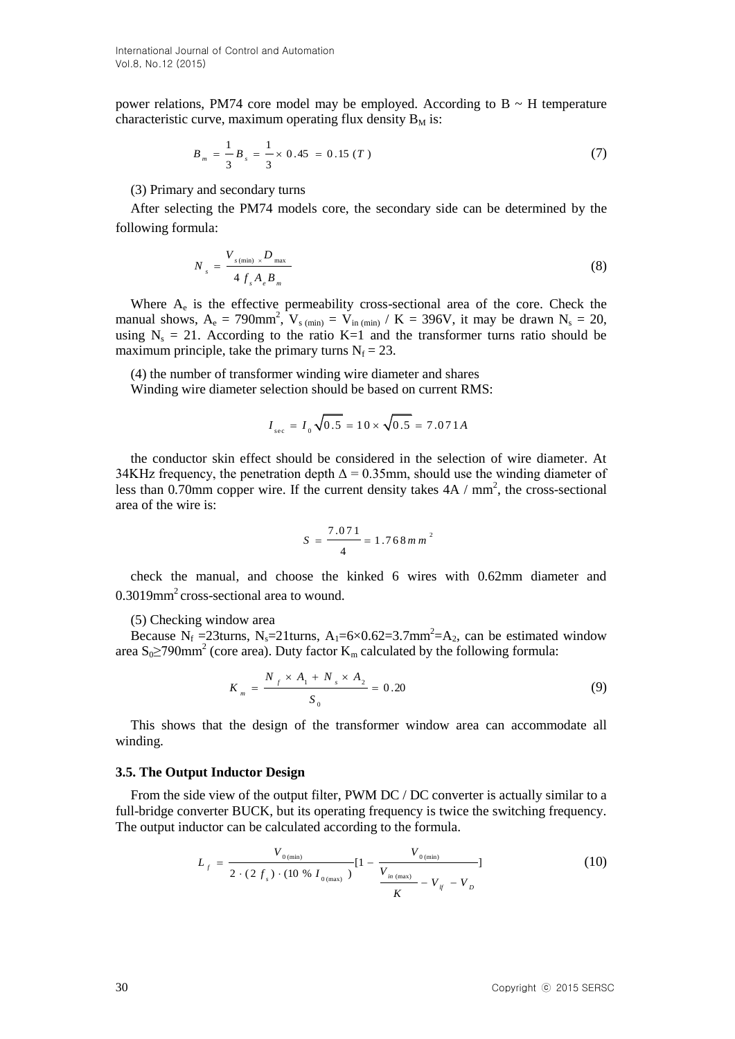power relations, PM74 core model may be employed. According to B ~ H temperature characteristic curve, maximum operating flux density $B_M$ is:

$$B_m = \frac{1}{3} B_s = \frac{1}{3} \times 0.45 = 0.15\ (T) \tag{7}$$

(3) Primary and secondary turns

After selecting the PM74 models core, the secondary side can be determined by the following formula:

$$N_s = \frac{V_{s\,(\min)} \times D_{\max}}{4 f_s A_e B_m} \tag{8}$$

Where $A_e$ is the effective permeability cross-sectional area of the core. Check the manual shows, $A_e$ = 790mm$^2$, $V_{s\,(\min)} = V_{in\,(\min)} / K$ = 396V, it may be drawn $N_s$ = 20, using $N_s$ = 21. According to the ratio K=1 and the transformer turns ratio should be maximum principle, take the primary turns $N_f$ = 23.

(4) the number of transformer winding wire diameter and shares

Winding wire diameter selection should be based on current RMS:

$$I_{\sec} = I_0 \sqrt{0.5} = 10 \times \sqrt{0.5} = 7.071 A$$

the conductor skin effect should be considered in the selection of wire diameter. At 34KHz frequency, the penetration depth $\Delta$ = 0.35mm, should use the winding diameter of less than 0.70mm copper wire. If the current density takes 4A / mm$^2$, the cross-sectional area of the wire is:

$$S = \frac{7.071}{4} = 1.768 mm^2$$

check the manual, and choose the kinked 6 wires with 0.62mm diameter and 0.3019mm$^2$ cross-sectional area to wound.

(5) Checking window area

Because $N_f$ =23turns, $N_s$=21turns, $A_1$=6×0.62=3.7mm$^2$=$A_2$, can be estimated window area $S_0 \geq$790mm$^2$ (core area). Duty factor $K_m$ calculated by the following formula:

$$K_m = \frac{N_f \times A_1 + N_s \times A_2}{S_0} = 0.20 \tag{9}$$

This shows that the design of the transformer window area can accommodate all winding.

### 3.5. The Output Inductor Design

From the side view of the output filter, PWM DC / DC converter is actually similar to a full-bridge converter BUCK, but its operating frequency is twice the switching frequency. The output inductor can be calculated according to the formula.

$$L_f = \frac{V_{0\,(\min)}}{2 \cdot (2 f_s) \cdot (10\,\%\, I_{0\,(\max)})} [1 - \frac{V_{0\,(\min)}}{\frac{V_{in\,(\max)}}{K} - V_{lf} - V_D}] \tag{10}$$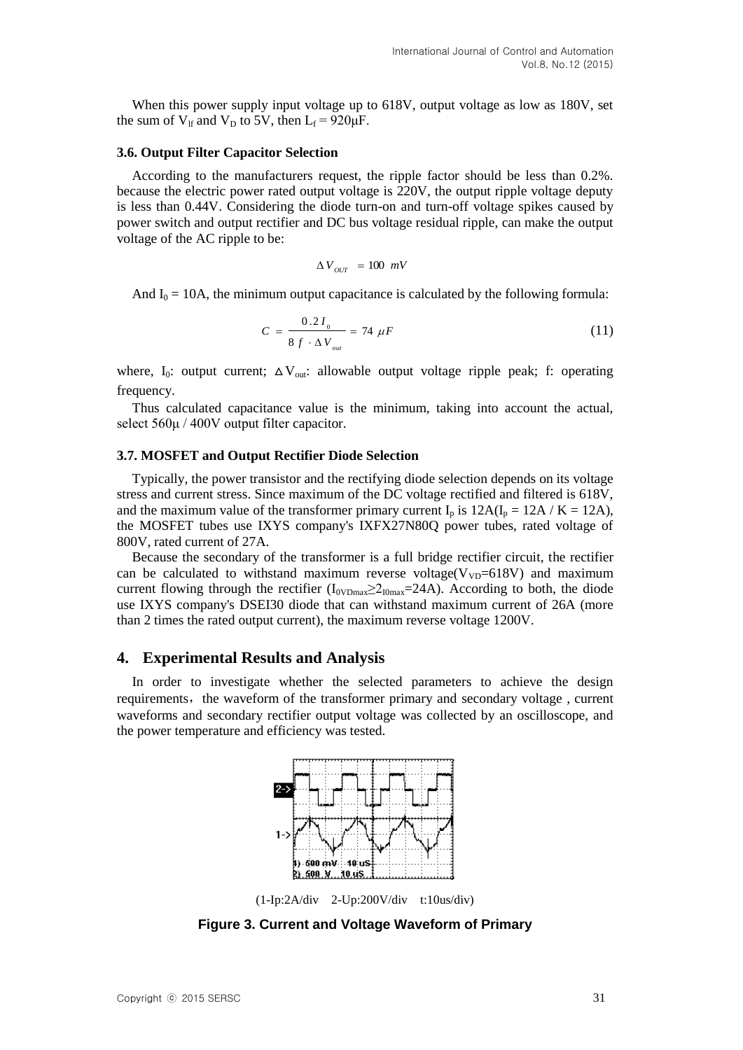When this power supply input voltage up to 618V, output voltage as low as 180V, set the sum of $V_{lf}$ and $V_D$ to 5V, then $L_f = 920\mu F$.

### 3.6. Output Filter Capacitor Selection

According to the manufacturers request, the ripple factor should be less than 0.2%. because the electric power rated output voltage is 220V, the output ripple voltage deputy is less than 0.44V. Considering the diode turn-on and turn-off voltage spikes caused by power switch and output rectifier and DC bus voltage residual ripple, can make the output voltage of the AC ripple to be:

$$\Delta V_{OUT} = 100 \ mV$$

And $I_0 = 10A$, the minimum output capacitance is calculated by the following formula:

$$C = \frac{0.2 I_0}{8 f \cdot \Delta V_{out}} = 74 \ \mu F \tag{11}$$

where, $I_0$: output current; $\Delta V_{out}$: allowable output voltage ripple peak; f: operating frequency.

Thus calculated capacitance value is the minimum, taking into account the actual, select 560μ / 400V output filter capacitor.

### 3.7. MOSFET and Output Rectifier Diode Selection

Typically, the power transistor and the rectifying diode selection depends on its voltage stress and current stress. Since maximum of the DC voltage rectified and filtered is 618V, and the maximum value of the transformer primary current $I_p$ is 12A($I_p$ = 12A / K = 12A), the MOSFET tubes use IXYS company's IXFX27N80Q power tubes, rated voltage of 800V, rated current of 27A.

Because the secondary of the transformer is a full bridge rectifier circuit, the rectifier can be calculated to withstand maximum reverse voltage($V_{VD}$=618V) and maximum current flowing through the rectifier ($I_{0VDmax} \geq 2_{I0max}$=24A). According to both, the diode use IXYS company's DSEI30 diode that can withstand maximum current of 26A (more than 2 times the rated output current), the maximum reverse voltage 1200V.

## 4. Experimental Results and Analysis

In order to investigate whether the selected parameters to achieve the design requirements, the waveform of the transformer primary and secondary voltage , current waveforms and secondary rectifier output voltage was collected by an oscilloscope, and the power temperature and efficiency was tested.

(1-Ip:2A/div 2-Up:200V/div t:10us/div)

**Figure 3. Current and Voltage Waveform of Primary**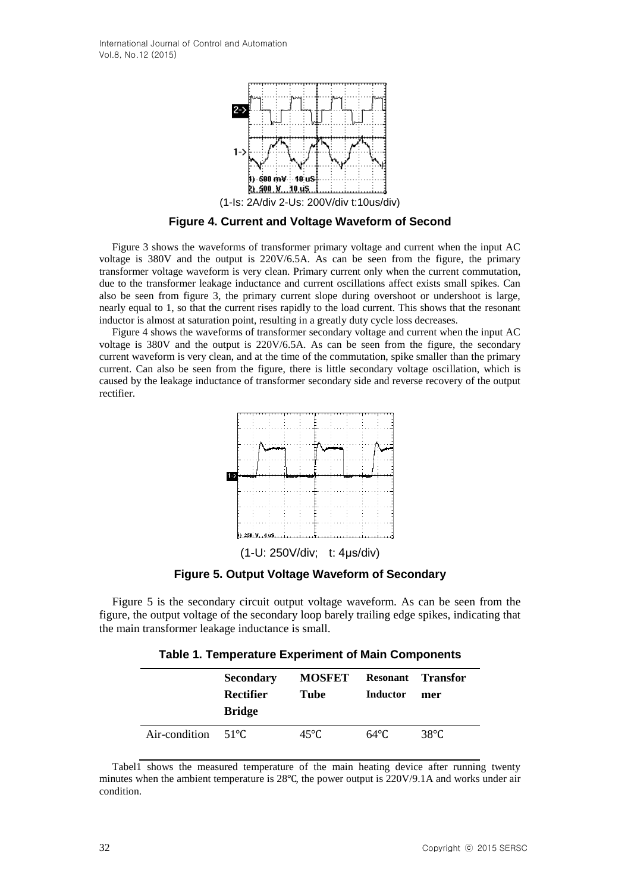(1-Is: 2A/div 2-Us: 200V/div t:10us/div)

**Figure 4. Current and Voltage Waveform of Second**

Figure 3 shows the waveforms of transformer primary voltage and current when the input AC voltage is 380V and the output is 220V/6.5A. As can be seen from the figure, the primary transformer voltage waveform is very clean. Primary current only when the current commutation, due to the transformer leakage inductance and current oscillations affect exists small spikes. Can also be seen from figure 3, the primary current slope during overshoot or undershoot is large, nearly equal to 1, so that the current rises rapidly to the load current. This shows that the resonant inductor is almost at saturation point, resulting in a greatly duty cycle loss decreases.

Figure 4 shows the waveforms of transformer secondary voltage and current when the input AC voltage is 380V and the output is 220V/6.5A. As can be seen from the figure, the secondary current waveform is very clean, and at the time of the commutation, spike smaller than the primary current. Can also be seen from the figure, there is little secondary voltage oscillation, which is caused by the leakage inductance of transformer secondary side and reverse recovery of the output rectifier.

(1-U: 250V/div; t: 4μs/div)

**Figure 5. Output Voltage Waveform of Secondary**

Figure 5 is the secondary circuit output voltage waveform. As can be seen from the figure, the output voltage of the secondary loop barely trailing edge spikes, indicating that the main transformer leakage inductance is small.

**Table 1. Temperature Experiment of Main Components**

| | Secondary Rectifier Bridge | MOSFET Tube | Resonant Inductor | Transformer |
|---|---|---|---|---|
| Air-condition | 51℃ | 45℃ | 64℃ | 38℃ |

Tabel1 shows the measured temperature of the main heating device after running twenty minutes when the ambient temperature is 28℃, the power output is 220V/9.1A and works under air condition.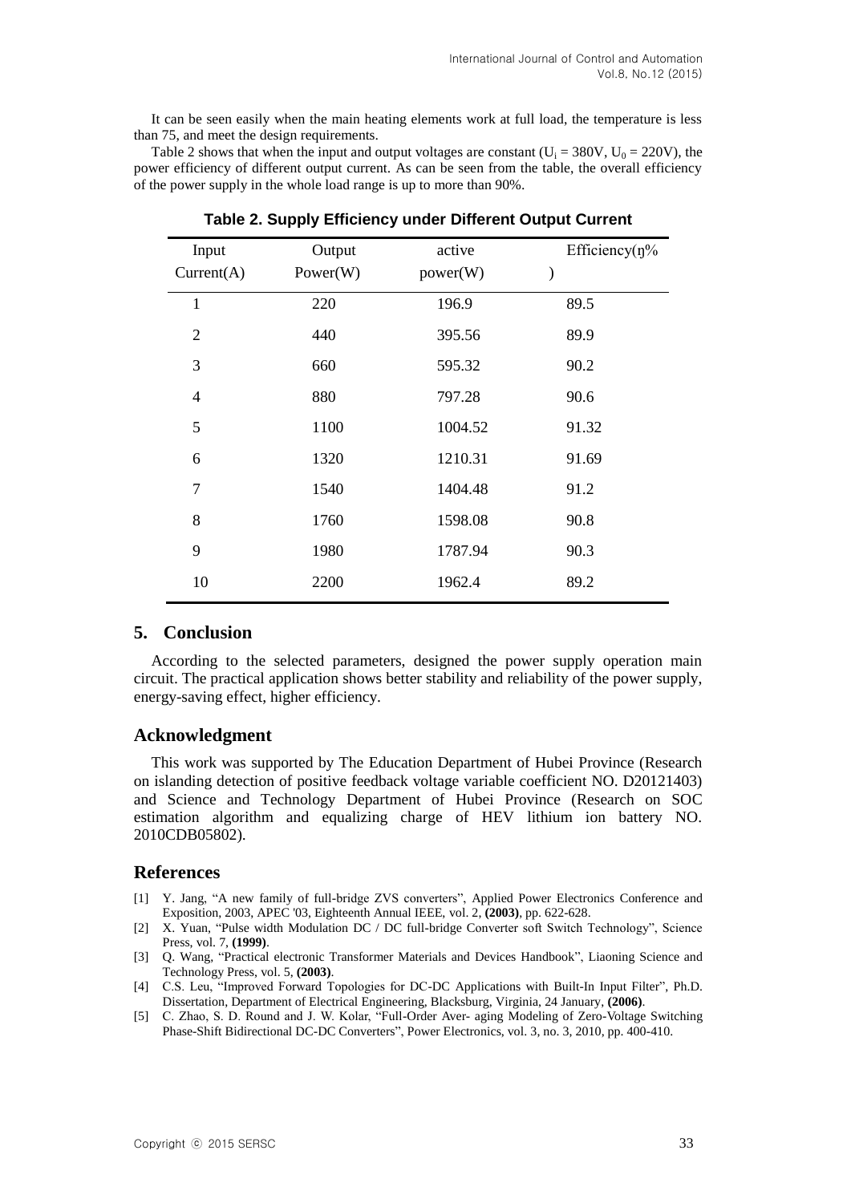It can be seen easily when the main heating elements work at full load, the temperature is less than 75, and meet the design requirements.

Table 2 shows that when the input and output voltages are constant ($U_i$ = 380V, $U_0$ = 220V), the power efficiency of different output current. As can be seen from the table, the overall efficiency of the power supply in the whole load range is up to more than 90%.

**Table 2. Supply Efficiency under Different Output Current**

| Input Current(A) | Output Power(W) | active power(W) | Efficiency(η% ) |
|---|---|---|---|
| 1 | 220 | 196.9 | 89.5 |
| 2 | 440 | 395.56 | 89.9 |
| 3 | 660 | 595.32 | 90.2 |
| 4 | 880 | 797.28 | 90.6 |
| 5 | 1100 | 1004.52 | 91.32 |
| 6 | 1320 | 1210.31 | 91.69 |
| 7 | 1540 | 1404.48 | 91.2 |
| 8 | 1760 | 1598.08 | 90.8 |
| 9 | 1980 | 1787.94 | 90.3 |
| 10 | 2200 | 1962.4 | 89.2 |

## 5. Conclusion

According to the selected parameters, designed the power supply operation main circuit. The practical application shows better stability and reliability of the power supply, energy-saving effect, higher efficiency.

## Acknowledgment

This work was supported by The Education Department of Hubei Province (Research on islanding detection of positive feedback voltage variable coefficient NO. D20121403) and Science and Technology Department of Hubei Province (Research on SOC estimation algorithm and equalizing charge of HEV lithium ion battery NO. 2010CDB05802).

## References

[1] Y. Jang, "A new family of full-bridge ZVS converters", Applied Power Electronics Conference and Exposition, 2003, APEC '03, Eighteenth Annual IEEE, vol. 2, **(2003)**, pp. 622-628.

[2] X. Yuan, "Pulse width Modulation DC / DC full-bridge Converter soft Switch Technology", Science Press, vol. 7, **(1999)**.

[3] Q. Wang, "Practical electronic Transformer Materials and Devices Handbook", Liaoning Science and Technology Press, vol. 5, **(2003)**.

[4] C.S. Leu, "Improved Forward Topologies for DC-DC Applications with Built-In Input Filter", Ph.D. Dissertation, Department of Electrical Engineering, Blacksburg, Virginia, 24 January, **(2006)**.

[5] C. Zhao, S. D. Round and J. W. Kolar, "Full-Order Aver- aging Modeling of Zero-Voltage Switching Phase-Shift Bidirectional DC-DC Converters", Power Electronics, vol. 3, no. 3, 2010, pp. 400-410.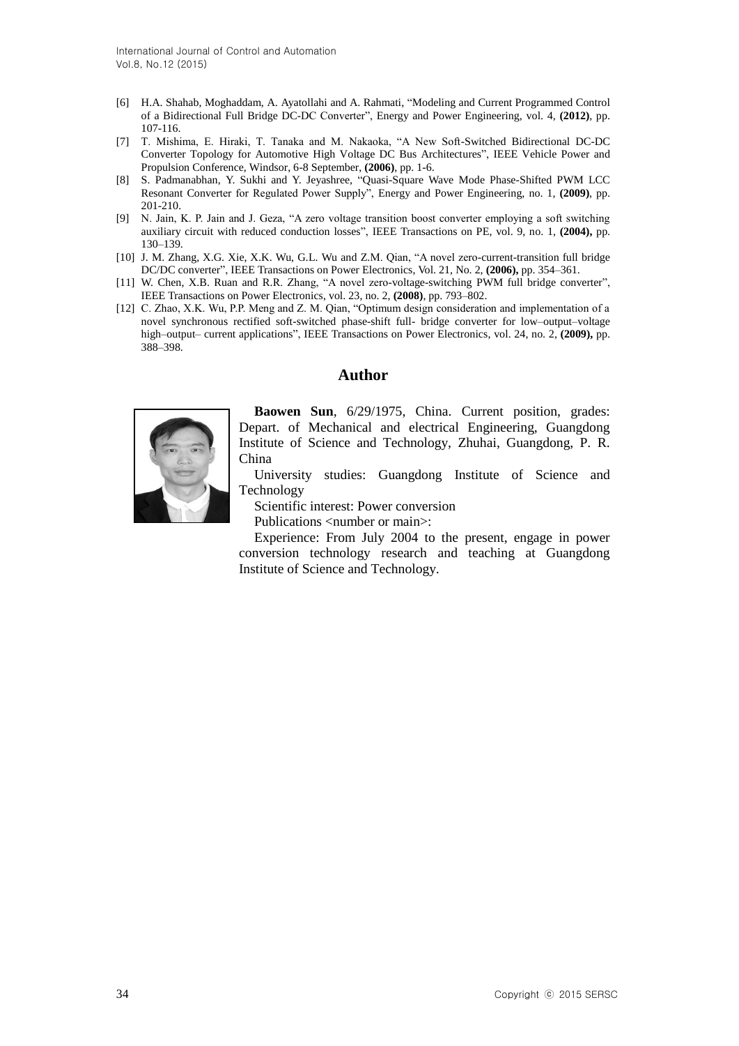[6] H.A. Shahab, Moghaddam, A. Ayatollahi and A. Rahmati, "Modeling and Current Programmed Control of a Bidirectional Full Bridge DC-DC Converter", Energy and Power Engineering, vol. 4, **(2012)**, pp. 107-116.

[7] T. Mishima, E. Hiraki, T. Tanaka and M. Nakaoka, "A New Soft-Switched Bidirectional DC-DC Converter Topology for Automotive High Voltage DC Bus Architectures", IEEE Vehicle Power and Propulsion Conference, Windsor, 6-8 September, **(2006)**, pp. 1-6.

[8] S. Padmanabhan, Y. Sukhi and Y. Jeyashree, "Quasi-Square Wave Mode Phase-Shifted PWM LCC Resonant Converter for Regulated Power Supply", Energy and Power Engineering, no. 1, **(2009)**, pp. 201-210.

[9] N. Jain, K. P. Jain and J. Geza, "A zero voltage transition boost converter employing a soft switching auxiliary circuit with reduced conduction losses", IEEE Transactions on PE, vol. 9, no. 1, **(2004),** pp. 130–139.

[10] J. M. Zhang, X.G. Xie, X.K. Wu, G.L. Wu and Z.M. Qian, "A novel zero-current-transition full bridge DC/DC converter", IEEE Transactions on Power Electronics, Vol. 21, No. 2, **(2006),** pp. 354–361.

[11] W. Chen, X.B. Ruan and R.R. Zhang, "A novel zero-voltage-switching PWM full bridge converter", IEEE Transactions on Power Electronics, vol. 23, no. 2, **(2008)**, pp. 793–802.

[12] C. Zhao, X.K. Wu, P.P. Meng and Z. M. Qian, "Optimum design consideration and implementation of a novel synchronous rectified soft-switched phase-shift full- bridge converter for low–output–voltage high–output– current applications", IEEE Transactions on Power Electronics, vol. 24, no. 2, **(2009),** pp. 388–398.

## Author

**Baowen Sun**, 6/29/1975, China. Current position, grades: Depart. of Mechanical and electrical Engineering, Guangdong Institute of Science and Technology, Zhuhai, Guangdong, P. R. China

University studies: Guangdong Institute of Science and Technology

Scientific interest: Power conversion

Publications <number or main>:

Experience: From July 2004 to the present, engage in power conversion technology research and teaching at Guangdong Institute of Science and Technology.